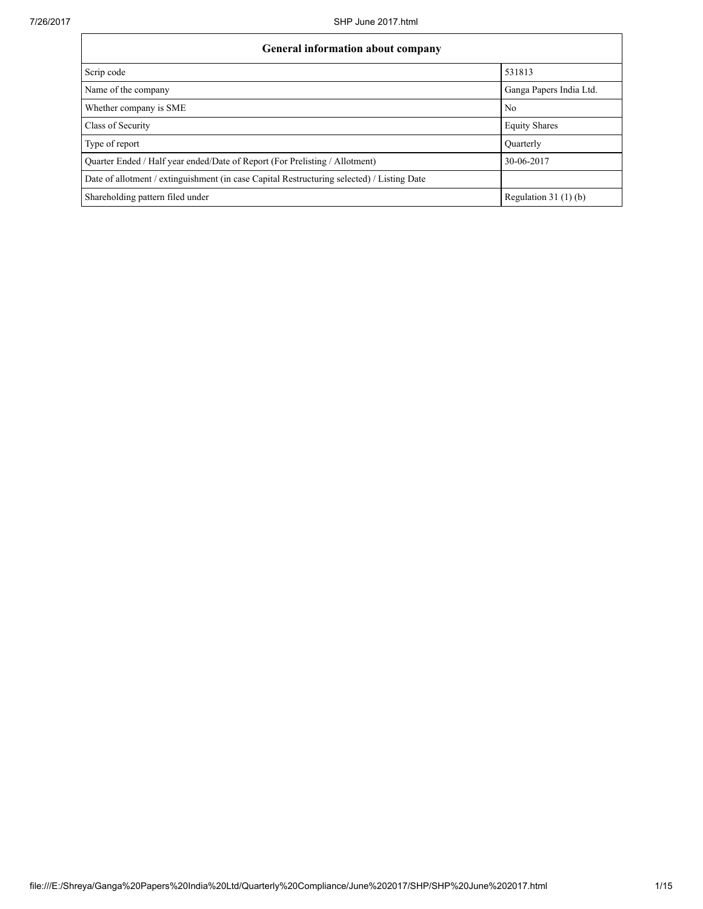| General information about company | |
|---|---|
| Scrip code | 531813 |
| Name of the company | Ganga Papers India Ltd. |
| Whether company is SME | No |
| Class of Security | Equity Shares |
| Type of report | Quarterly |
| Quarter Ended / Half year ended/Date of Report (For Prelisting / Allotment) | 30-06-2017 |
| Date of allotment / extinguishment (in case Capital Restructuring selected) / Listing Date | |
| Shareholding pattern filed under | Regulation 31 (1) (b) |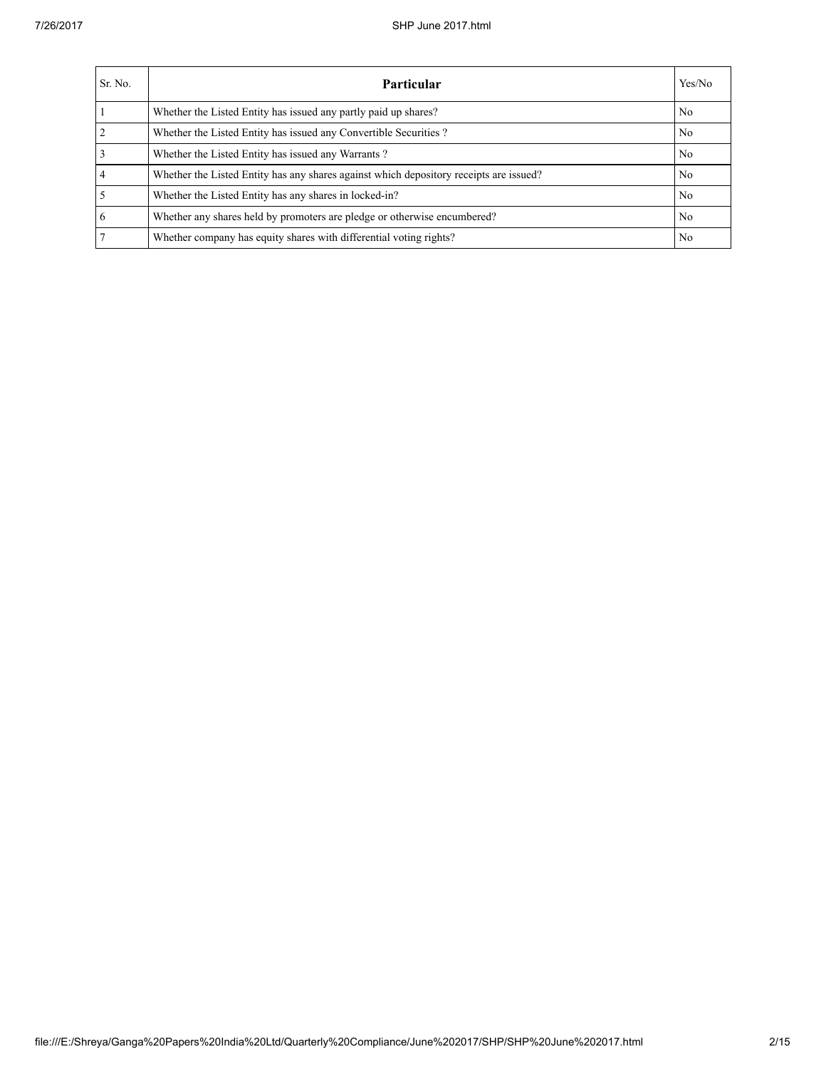| Sr. No. | Particular | Yes/No |
|---|---|---|
| 1 | Whether the Listed Entity has issued any partly paid up shares? | No |
| 2 | Whether the Listed Entity has issued any Convertible Securities ? | No |
| 3 | Whether the Listed Entity has issued any Warrants ? | No |
| 4 | Whether the Listed Entity has any shares against which depository receipts are issued? | No |
| 5 | Whether the Listed Entity has any shares in locked-in? | No |
| 6 | Whether any shares held by promoters are pledge or otherwise encumbered? | No |
| 7 | Whether company has equity shares with differential voting rights? | No |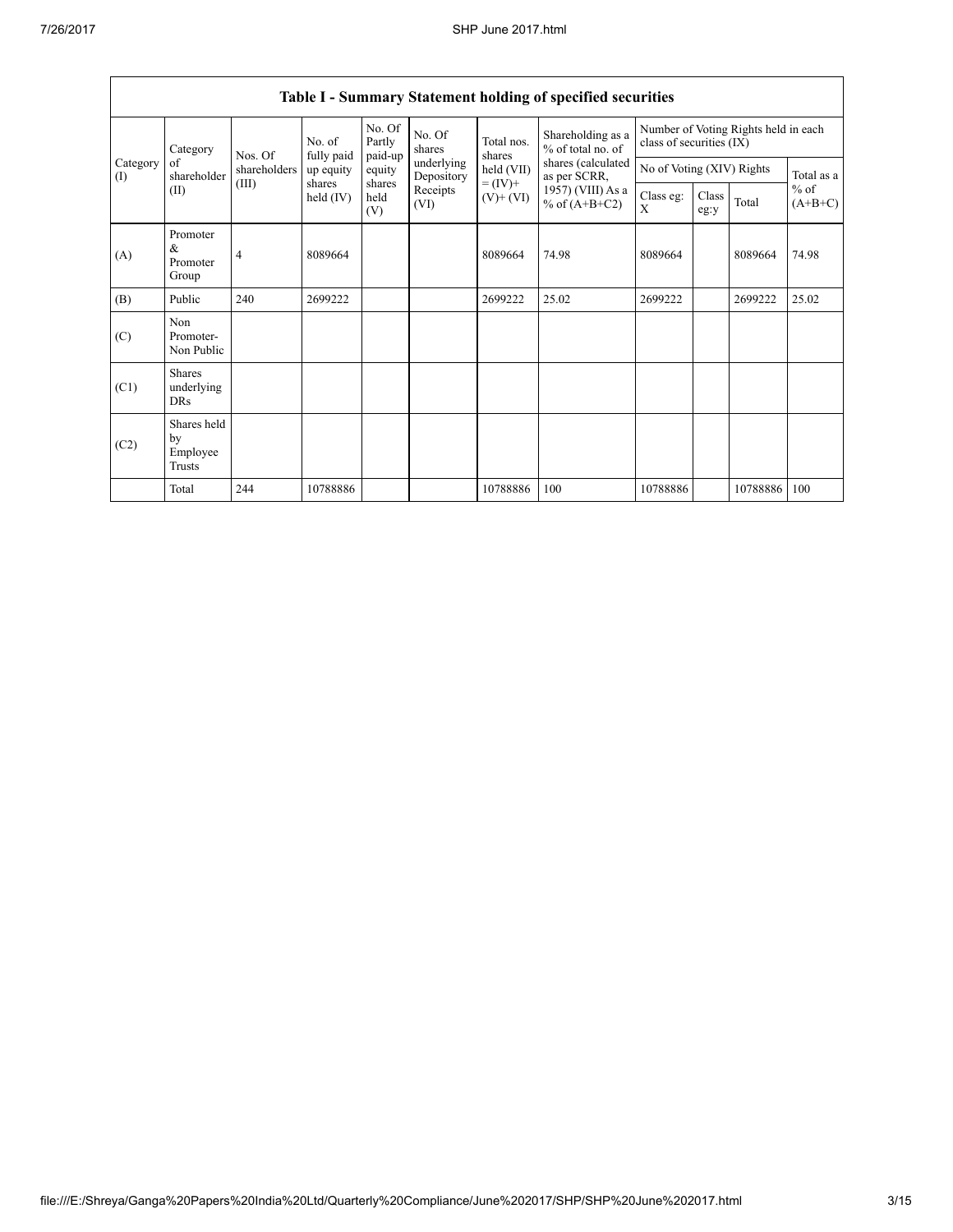## Table I - Summary Statement holding of specified securities

| Category (I) | Category of shareholder (II) | Nos. Of shareholders (III) | No. of fully paid up equity shares held (IV) | No. Of Partly paid-up equity shares held (V) | No. Of shares underlying Depository Receipts (VI) | Total nos. shares held (VII) = (IV)+ (V)+ (VI) | Shareholding as a % of total no. of shares (calculated as per SCRR, 1957) (VIII) As a % of (A+B+C2) | Number of Voting Rights held in each class of securities (IX) | | | |
|---|---|---|---|---|---|---|---|---|---|---|---|
| | | | | | | | | No of Voting (XIV) Rights | | | Total as a % of (A+B+C) |
| | | | | | | | | Class eg: X | Class eg:y | Total | |
| (A) | Promoter & Promoter Group | 4 | 8089664 | | | 8089664 | 74.98 | 8089664 | | 8089664 | 74.98 |
| (B) | Public | 240 | 2699222 | | | 2699222 | 25.02 | 2699222 | | 2699222 | 25.02 |
| (C) | Non Promoter- Non Public | | | | | | | | | | |
| (C1) | Shares underlying DRs | | | | | | | | | | |
| (C2) | Shares held by Employee Trusts | | | | | | | | | | |
| | Total | 244 | 10788886 | | | 10788886 | 100 | 10788886 | | 10788886 | 100 |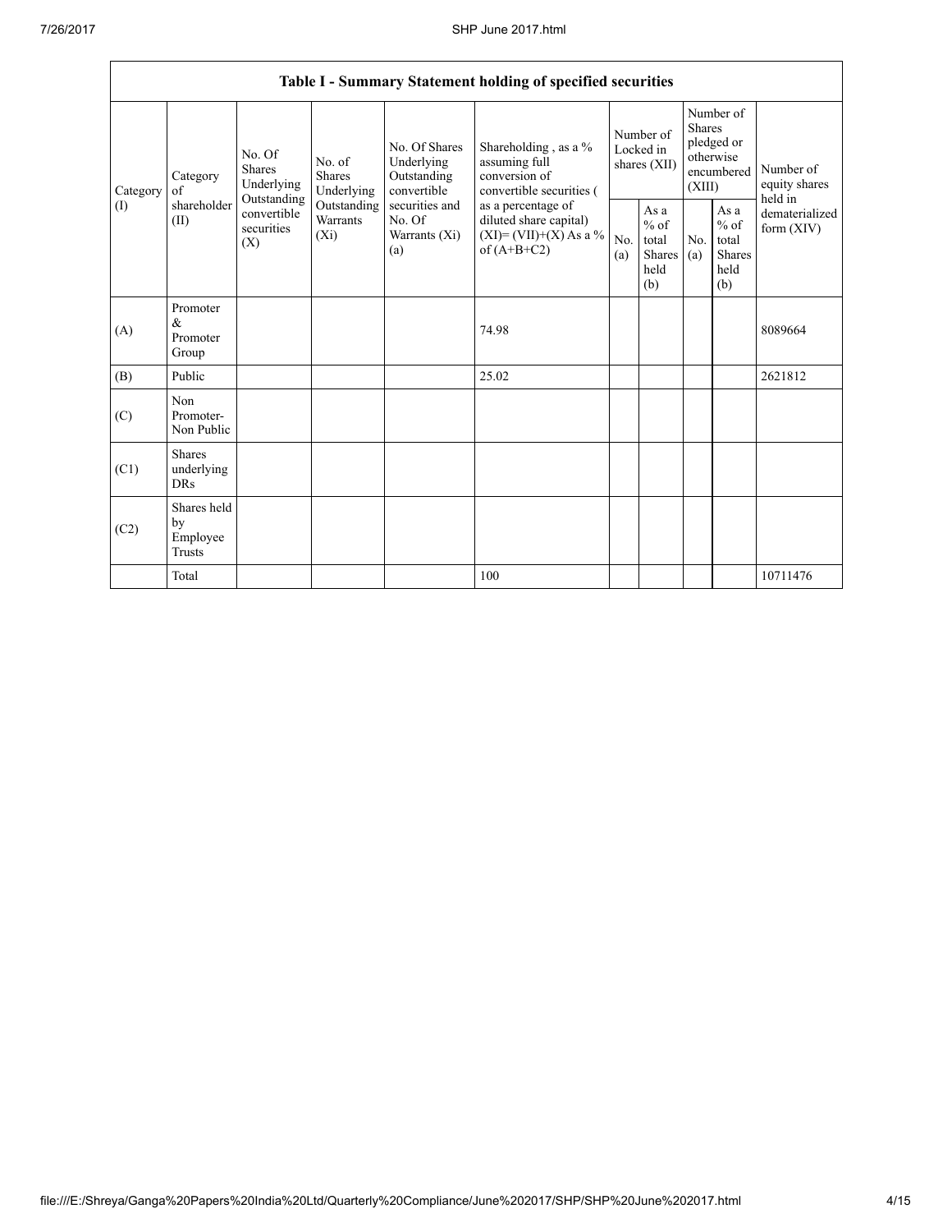| Table I - Summary Statement holding of specified securities | | | | | | | | | | |
|---|---|---|---|---|---|---|---|---|---|---|
| Category (I) | Category of shareholder (II) | No. Of Shares Underlying Outstanding convertible securities (X) | No. of Shares Underlying Outstanding Warrants (Xi) | No. Of Shares Underlying Outstanding convertible securities and No. Of Warrants (Xi) (a) | Shareholding , as a % assuming full conversion of convertible securities ( as a percentage of diluted share capital) (XI)= (VII)+(X) As a % of (A+B+C2) | Number of Locked in shares (XII) | | Number of Shares pledged or otherwise encumbered (XIII) | | Number of equity shares held in dematerialized form (XIV) |
| | | | | | | No. (a) | As a % of total Shares held (b) | No. (a) | As a % of total Shares held (b) | |
| (A) | Promoter & Promoter Group | | | | 74.98 | | | | | 8089664 |
| (B) | Public | | | | 25.02 | | | | | 2621812 |
| (C) | Non Promoter- Non Public | | | | | | | | | |
| (C1) | Shares underlying DRs | | | | | | | | | |
| (C2) | Shares held by Employee Trusts | | | | | | | | | |
| | Total | | | | 100 | | | | | 10711476 |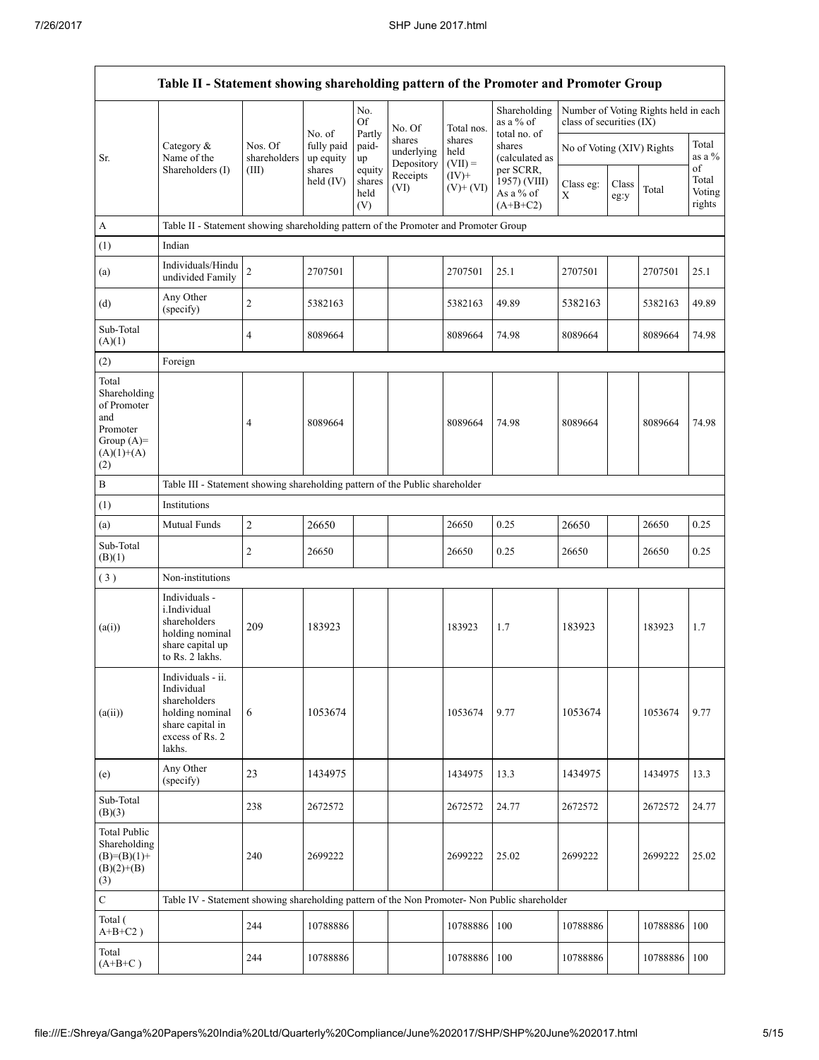| Table II - Statement showing shareholding pattern of the Promoter and Promoter Group | | | | | | | | | | | | |
|---|---|---|---|---|---|---|---|---|---|---|---|---|
| Sr. | Category & Name of the Shareholders (I) | Nos. Of shareholders (III) | No. of fully paid up equity shares held (IV) | No. Of Partly paid-up equity shares held (V) | No. Of shares underlying Depository Receipts (VI) | Total nos. shares held (VII) = (IV)+ (V)+ (VI) | Shareholding as a % of total no. of shares (calculated as per SCRR, 1957) (VIII) As a % of (A+B+C2) | Number of Voting Rights held in each class of securities (IX) | | | |
| | | | | | | | | No of Voting (XIV) Rights | | | Total as a % of Total Voting rights |
| | | | | | | | | Class eg: X | Class eg:y | Total | |
| A | Table II - Statement showing shareholding pattern of the Promoter and Promoter Group | | | | | | | | | | |
| (1) | Indian | | | | | | | | | | |
| (a) | Individuals/Hindu undivided Family | 2 | 2707501 | | | 2707501 | 25.1 | 2707501 | | 2707501 | 25.1 |
| (d) | Any Other (specify) | 2 | 5382163 | | | 5382163 | 49.89 | 5382163 | | 5382163 | 49.89 |
| Sub-Total (A)(1) | | 4 | 8089664 | | | 8089664 | 74.98 | 8089664 | | 8089664 | 74.98 |
| (2) | Foreign | | | | | | | | | | |
| Total Shareholding of Promoter and Promoter Group (A)= (A)(1)+(A)(2) | | 4 | 8089664 | | | 8089664 | 74.98 | 8089664 | | 8089664 | 74.98 |
| B | Table III - Statement showing shareholding pattern of the Public shareholder | | | | | | | | | | |
| (1) | Institutions | | | | | | | | | | |
| (a) | Mutual Funds | 2 | 26650 | | | 26650 | 0.25 | 26650 | | 26650 | 0.25 |
| Sub-Total (B)(1) | | 2 | 26650 | | | 26650 | 0.25 | 26650 | | 26650 | 0.25 |
| (3) | Non-institutions | | | | | | | | | | |
| (a(i)) | Individuals - i.Individual shareholders holding nominal share capital up to Rs. 2 lakhs. | 209 | 183923 | | | 183923 | 1.7 | 183923 | | 183923 | 1.7 |
| (a(ii)) | Individuals - ii. Individual shareholders holding nominal share capital in excess of Rs. 2 lakhs. | 6 | 1053674 | | | 1053674 | 9.77 | 1053674 | | 1053674 | 9.77 |
| (e) | Any Other (specify) | 23 | 1434975 | | | 1434975 | 13.3 | 1434975 | | 1434975 | 13.3 |
| Sub-Total (B)(3) | | 238 | 2672572 | | | 2672572 | 24.77 | 2672572 | | 2672572 | 24.77 |
| Total Public Shareholding (B)=(B)(1)+(B)(2)+(B)(3) | | 240 | 2699222 | | | 2699222 | 25.02 | 2699222 | | 2699222 | 25.02 |
| C | Table IV - Statement showing shareholding pattern of the Non Promoter- Non Public shareholder | | | | | | | | | | |
| Total ( A+B+C2 ) | | 244 | 10788886 | | | 10788886 | 100 | 10788886 | | 10788886 | 100 |
| Total (A+B+C ) | | 244 | 10788886 | | | 10788886 | 100 | 10788886 | | 10788886 | 100 |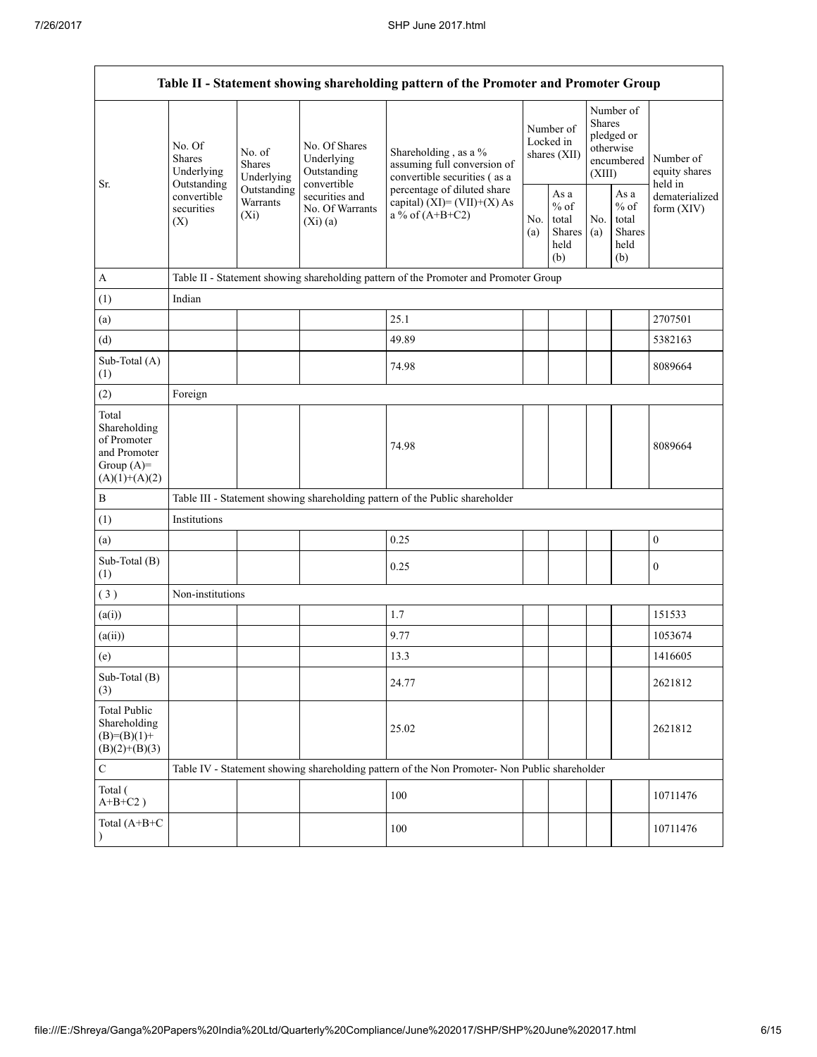| Table II - Statement showing shareholding pattern of the Promoter and Promoter Group | | | | | | | | | |
|---|---|---|---|---|---|---|---|---|---|
| Sr. | No. Of Shares Underlying Outstanding convertible securities (X) | No. of Shares Underlying Outstanding Warrants (Xi) | No. Of Shares Underlying Outstanding convertible securities and No. Of Warrants (Xi) (a) | Shareholding , as a % assuming full conversion of convertible securities ( as a percentage of diluted share capital) (XI)= (VII)+(X) As a % of (A+B+C2) | Number of Locked in shares (XII) | | Number of Shares pledged or otherwise encumbered (XIII) | | Number of equity shares held in dematerialized form (XIV) |
| | | | | | No. (a) | As a % of total Shares held (b) | No. (a) | As a % of total Shares held (b) | |
| A | Table II - Statement showing shareholding pattern of the Promoter and Promoter Group | | | | | | | | |
| (1) | Indian | | | | | | | | |
| (a) | | | | 25.1 | | | | | 2707501 |
| (d) | | | | 49.89 | | | | | 5382163 |
| Sub-Total (A) (1) | | | | 74.98 | | | | | 8089664 |
| (2) | Foreign | | | | | | | | |
| Total Shareholding of Promoter and Promoter Group (A)= (A)(1)+(A)(2) | | | | 74.98 | | | | | 8089664 |
| B | Table III - Statement showing shareholding pattern of the Public shareholder | | | | | | | | |
| (1) | Institutions | | | | | | | | |
| (a) | | | | 0.25 | | | | | 0 |
| Sub-Total (B) (1) | | | | 0.25 | | | | | 0 |
| ( 3 ) | Non-institutions | | | | | | | | |
| (a(i)) | | | | 1.7 | | | | | 151533 |
| (a(ii)) | | | | 9.77 | | | | | 1053674 |
| (e) | | | | 13.3 | | | | | 1416605 |
| Sub-Total (B) (3) | | | | 24.77 | | | | | 2621812 |
| Total Public Shareholding (B)=(B)(1)+ (B)(2)+(B)(3) | | | | 25.02 | | | | | 2621812 |
| C | Table IV - Statement showing shareholding pattern of the Non Promoter- Non Public shareholder | | | | | | | | |
| Total ( A+B+C2 ) | | | | 100 | | | | | 10711476 |
| Total (A+B+C ) | | | | 100 | | | | | 10711476 |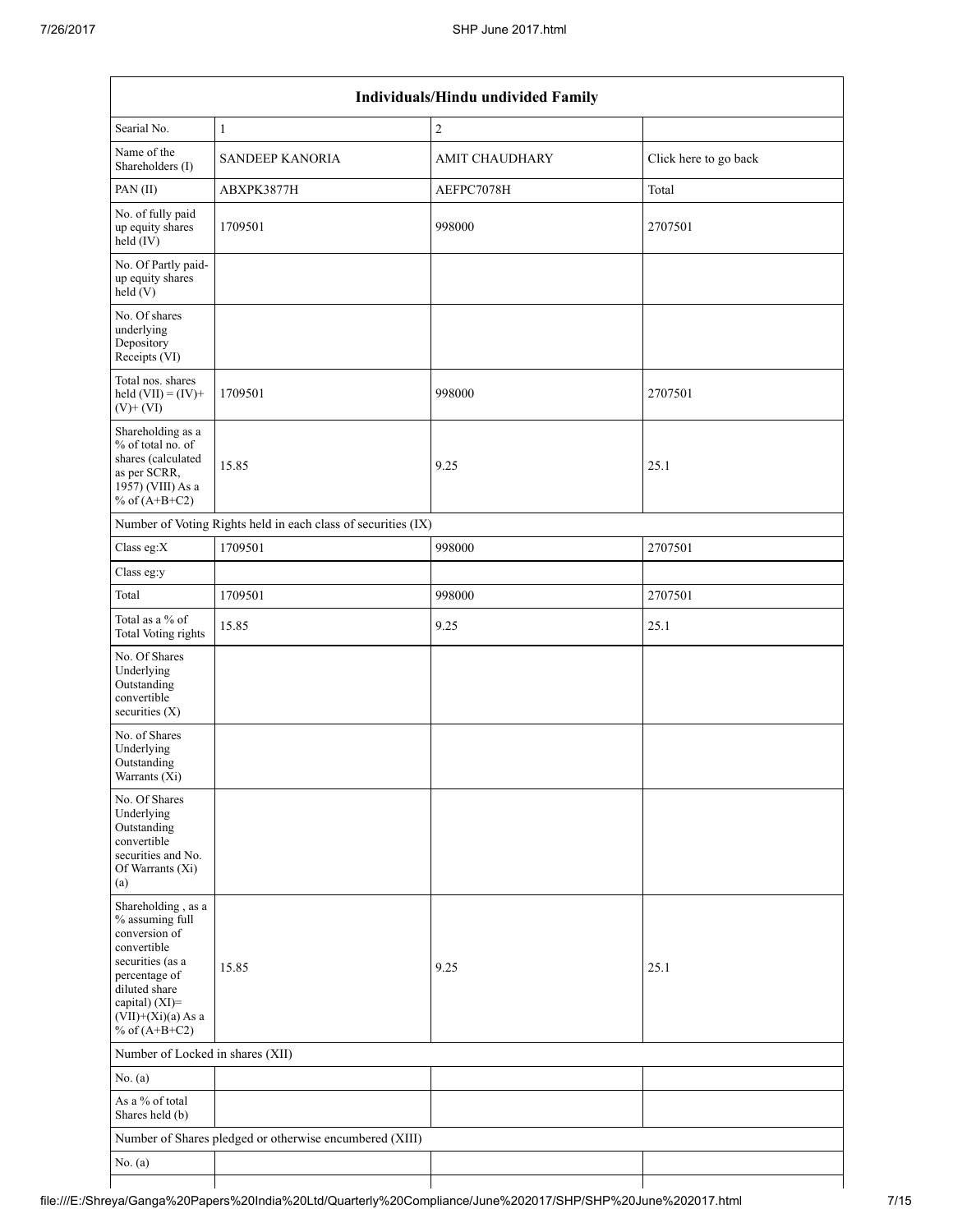| Individuals/Hindu undivided Family | | | |
|---|---|---|---|
| Searial No. | 1 | 2 | |
| Name of the Shareholders (I) | SANDEEP KANORIA | AMIT CHAUDHARY | Click here to go back |
| PAN (II) | ABXPK3877H | AEFPC7078H | Total |
| No. of fully paid up equity shares held (IV) | 1709501 | 998000 | 2707501 |
| No. Of Partly paid-up equity shares held (V) | | | |
| No. Of shares underlying Depository Receipts (VI) | | | |
| Total nos. shares held (VII) = (IV)+ (V)+ (VI) | 1709501 | 998000 | 2707501 |
| Shareholding as a % of total no. of shares (calculated as per SCRR, 1957) (VIII) As a % of (A+B+C2) | 15.85 | 9.25 | 25.1 |
| Number of Voting Rights held in each class of securities (IX) | | | |
| Class eg:X | 1709501 | 998000 | 2707501 |
| Class eg:y | | | |
| Total | 1709501 | 998000 | 2707501 |
| Total as a % of Total Voting rights | 15.85 | 9.25 | 25.1 |
| No. Of Shares Underlying Outstanding convertible securities (X) | | | |
| No. of Shares Underlying Outstanding Warrants (Xi) | | | |
| No. Of Shares Underlying Outstanding convertible securities and No. Of Warrants (Xi) (a) | | | |
| Shareholding , as a % assuming full conversion of convertible securities (as a percentage of diluted share capital) (XI)= (VII)+(Xi)(a) As a % of (A+B+C2) | 15.85 | 9.25 | 25.1 |
| Number of Locked in shares (XII) | | | |
| No. (a) | | | |
| As a % of total Shares held (b) | | | |
| Number of Shares pledged or otherwise encumbered (XIII) | | | |
| No. (a) | | | |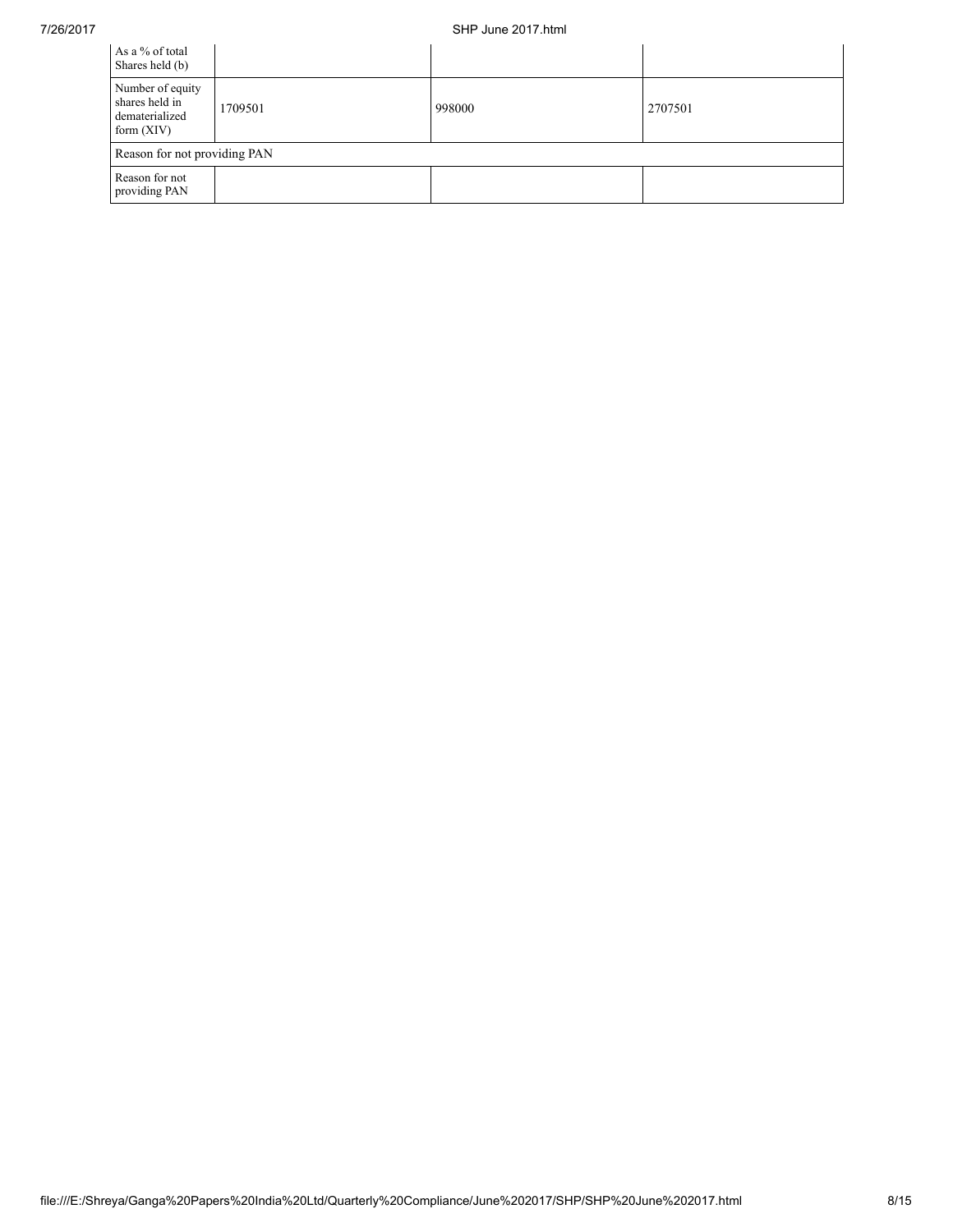| As a % of total Shares held (b) | | | |
|---|---|---|---|
| Number of equity shares held in dematerialized form (XIV) | 1709501 | 998000 | 2707501 |
| Reason for not providing PAN | | | |
| Reason for not providing PAN | | | |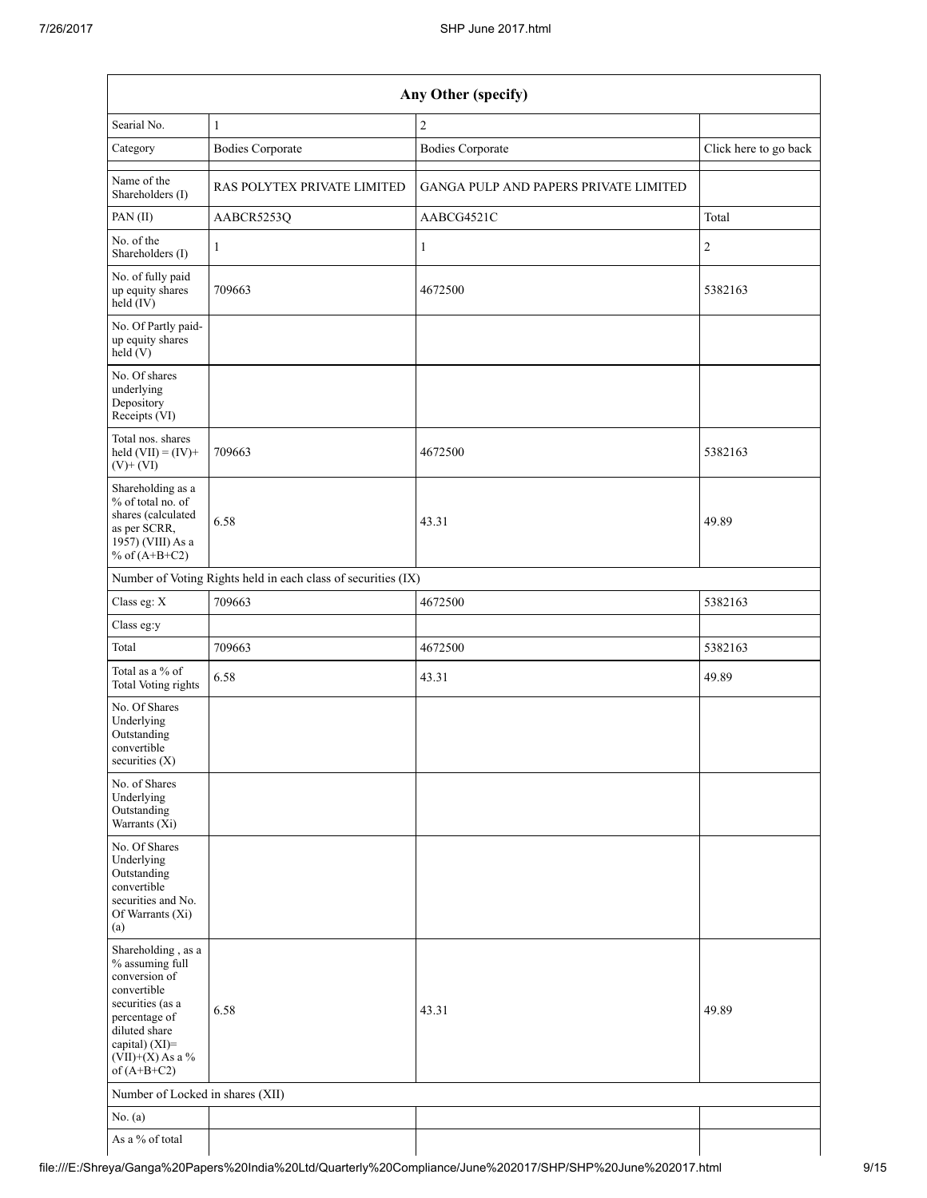| Any Other (specify) | | | |
|---|---|---|---|
| Searial No. | 1 | 2 | |
| Category | Bodies Corporate | Bodies Corporate | Click here to go back |
| Name of the Shareholders (I) | RAS POLYTEX PRIVATE LIMITED | GANGA PULP AND PAPERS PRIVATE LIMITED | |
| PAN (II) | AABCR5253Q | AABCG4521C | Total |
| No. of the Shareholders (I) | 1 | 1 | 2 |
| No. of fully paid up equity shares held (IV) | 709663 | 4672500 | 5382163 |
| No. Of Partly paid-up equity shares held (V) | | | |
| No. Of shares underlying Depository Receipts (VI) | | | |
| Total nos. shares held (VII) = (IV)+(V)+ (VI) | 709663 | 4672500 | 5382163 |
| Shareholding as a % of total no. of shares (calculated as per SCRR, 1957) (VIII) As a % of (A+B+C2) | 6.58 | 43.31 | 49.89 |
| Number of Voting Rights held in each class of securities (IX) | | | |
| Class eg: X | 709663 | 4672500 | 5382163 |
| Class eg:y | | | |
| Total | 709663 | 4672500 | 5382163 |
| Total as a % of Total Voting rights | 6.58 | 43.31 | 49.89 |
| No. Of Shares Underlying Outstanding convertible securities (X) | | | |
| No. of Shares Underlying Outstanding Warrants (Xi) | | | |
| No. Of Shares Underlying Outstanding convertible securities and No. Of Warrants (Xi) (a) | | | |
| Shareholding , as a % assuming full conversion of convertible securities (as a percentage of diluted share capital) (XI)= (VII)+(X) As a % of (A+B+C2) | 6.58 | 43.31 | 49.89 |
| Number of Locked in shares (XII) | | | |
| No. (a) | | | |
| As a % of total | | | |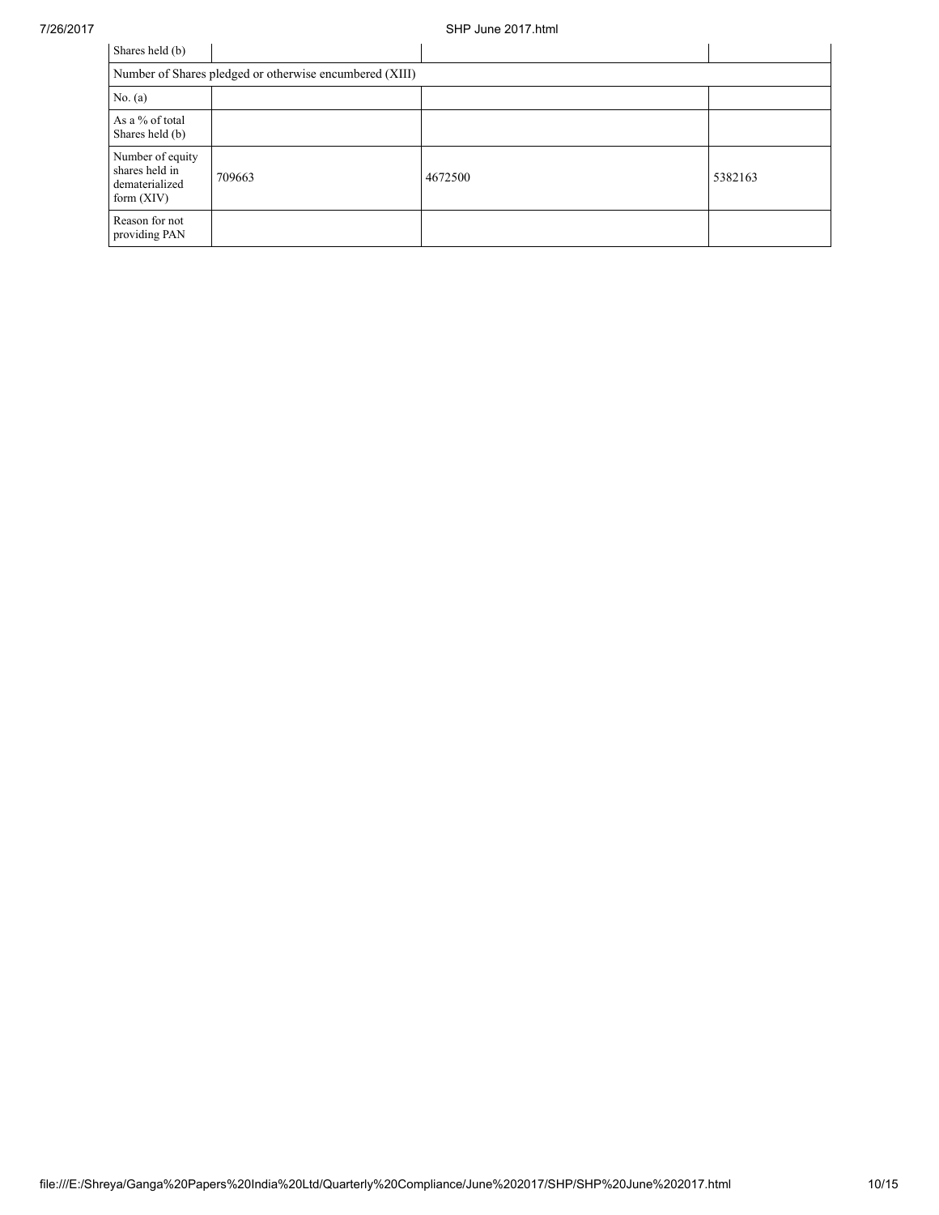| Shares held (b) | | | |
| --- | --- | --- | --- |
| Number of Shares pledged or otherwise encumbered (XIII) | | | |
| No. (a) | | | |
| As a % of total Shares held (b) | | | |
| Number of equity shares held in dematerialized form (XIV) | 709663 | 4672500 | 5382163 |
| Reason for not providing PAN | | | |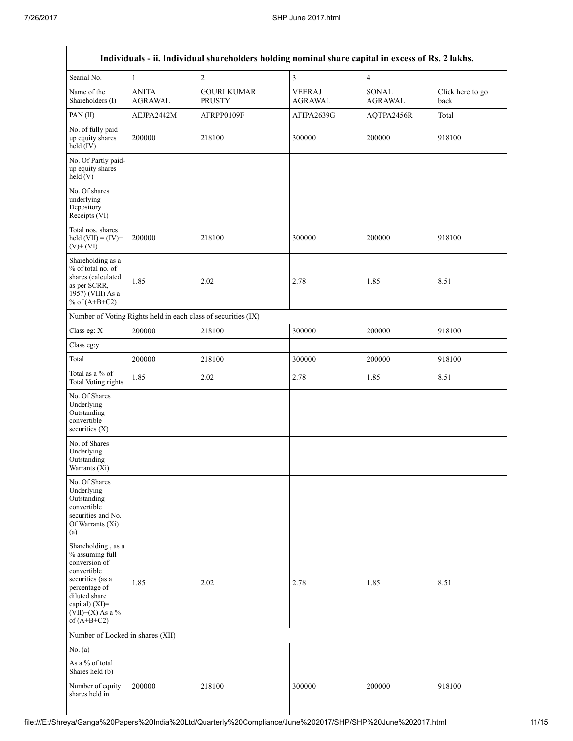| Individuals - ii. Individual shareholders holding nominal share capital in excess of Rs. 2 lakhs. | | | | | |
|---|---|---|---|---|---|
| Searial No. | 1 | 2 | 3 | 4 | |
| Name of the Shareholders (I) | ANITA AGRAWAL | GOURI KUMAR PRUSTY | VEERAJ AGRAWAL | SONAL AGRAWAL | Click here to go back |
| PAN (II) | AEJPA2442M | AFRPP0109F | AFIPA2639G | AQTPA2456R | Total |
| No. of fully paid up equity shares held (IV) | 200000 | 218100 | 300000 | 200000 | 918100 |
| No. Of Partly paid-up equity shares held (V) | | | | | |
| No. Of shares underlying Depository Receipts (VI) | | | | | |
| Total nos. shares held (VII) = (IV)+ (V)+ (VI) | 200000 | 218100 | 300000 | 200000 | 918100 |
| Shareholding as a % of total no. of shares (calculated as per SCRR, 1957) (VIII) As a % of (A+B+C2) | 1.85 | 2.02 | 2.78 | 1.85 | 8.51 |
| Number of Voting Rights held in each class of securities (IX) | | | | | |
| Class eg: X | 200000 | 218100 | 300000 | 200000 | 918100 |
| Class eg:y | | | | | |
| Total | 200000 | 218100 | 300000 | 200000 | 918100 |
| Total as a % of Total Voting rights | 1.85 | 2.02 | 2.78 | 1.85 | 8.51 |
| No. Of Shares Underlying Outstanding convertible securities (X) | | | | | |
| No. of Shares Underlying Outstanding Warrants (Xi) | | | | | |
| No. Of Shares Underlying Outstanding convertible securities and No. Of Warrants (Xi) (a) | | | | | |
| Shareholding , as a % assuming full conversion of convertible securities (as a percentage of diluted share capital) (XI)= (VII)+(X) As a % of (A+B+C2) | 1.85 | 2.02 | 2.78 | 1.85 | 8.51 |
| Number of Locked in shares (XII) | | | | | |
| No. (a) | | | | | |
| As a % of total Shares held (b) | | | | | |
| Number of equity shares held in | 200000 | 218100 | 300000 | 200000 | 918100 |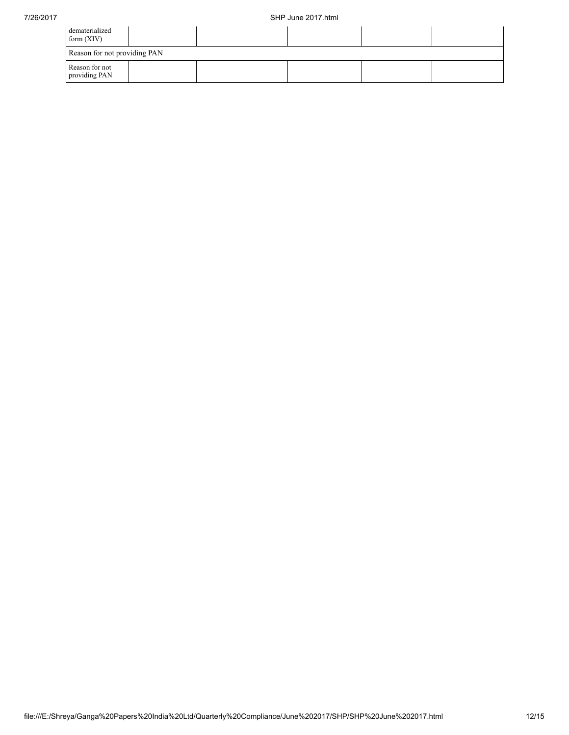| dematerialized form (XIV) | | | | | |
|---|---|---|---|---|---|
| Reason for not providing PAN | | | | | |
| Reason for not providing PAN | | | | | |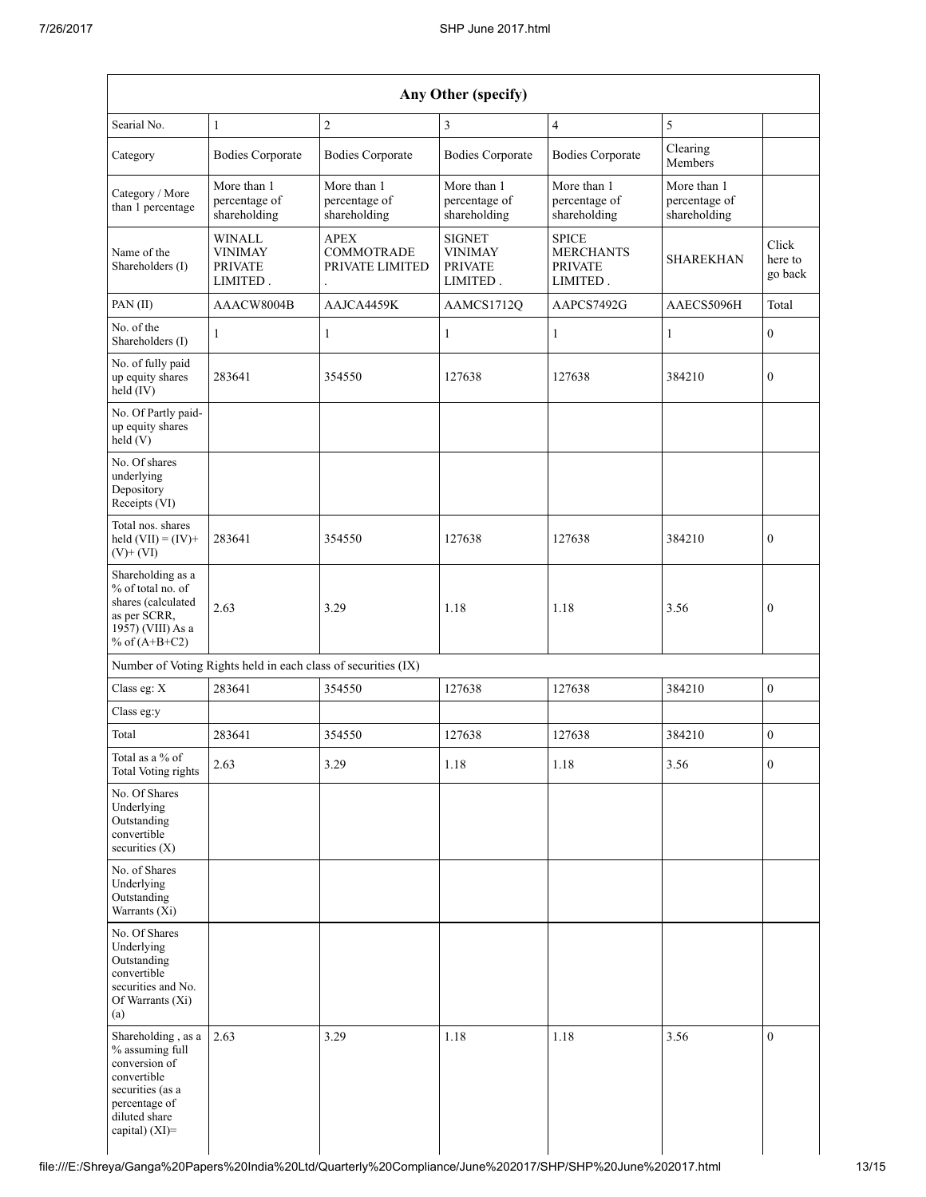| Any Other (specify) | | | | | | |
|---|---|---|---|---|---|---|
| Searial No. | 1 | 2 | 3 | 4 | 5 | |
| Category | Bodies Corporate | Bodies Corporate | Bodies Corporate | Bodies Corporate | Clearing Members | |
| Category / More than 1 percentage | More than 1 percentage of shareholding | More than 1 percentage of shareholding | More than 1 percentage of shareholding | More than 1 percentage of shareholding | More than 1 percentage of shareholding | |
| Name of the Shareholders (I) | WINALL VINIMAY PRIVATE LIMITED . | APEX COMMOTRADE PRIVATE LIMITED . | SIGNET VINIMAY PRIVATE LIMITED . | SPICE MERCHANTS PRIVATE LIMITED . | SHAREKHAN | Click here to go back |
| PAN (II) | AAACW8004B | AAJCA4459K | AAMCS1712Q | AAPCS7492G | AAECS5096H | Total |
| No. of the Shareholders (I) | 1 | 1 | 1 | 1 | 1 | 0 |
| No. of fully paid up equity shares held (IV) | 283641 | 354550 | 127638 | 127638 | 384210 | 0 |
| No. Of Partly paid-up equity shares held (V) | | | | | | |
| No. Of shares underlying Depository Receipts (VI) | | | | | | |
| Total nos. shares held (VII) = (IV)+ (V)+ (VI) | 283641 | 354550 | 127638 | 127638 | 384210 | 0 |
| Shareholding as a % of total no. of shares (calculated as per SCRR, 1957) (VIII) As a % of (A+B+C2) | 2.63 | 3.29 | 1.18 | 1.18 | 3.56 | 0 |
| Number of Voting Rights held in each class of securities (IX) | | | | | | |
| Class eg: X | 283641 | 354550 | 127638 | 127638 | 384210 | 0 |
| Class eg:y | | | | | | |
| Total | 283641 | 354550 | 127638 | 127638 | 384210 | 0 |
| Total as a % of Total Voting rights | 2.63 | 3.29 | 1.18 | 1.18 | 3.56 | 0 |
| No. Of Shares Underlying Outstanding convertible securities (X) | | | | | | |
| No. of Shares Underlying Outstanding Warrants (Xi) | | | | | | |
| No. Of Shares Underlying Outstanding convertible securities and No. Of Warrants (Xi) (a) | | | | | | |
| Shareholding , as a % assuming full conversion of convertible securities (as a percentage of diluted share capital) (XI)= | 2.63 | 3.29 | 1.18 | 1.18 | 3.56 | 0 |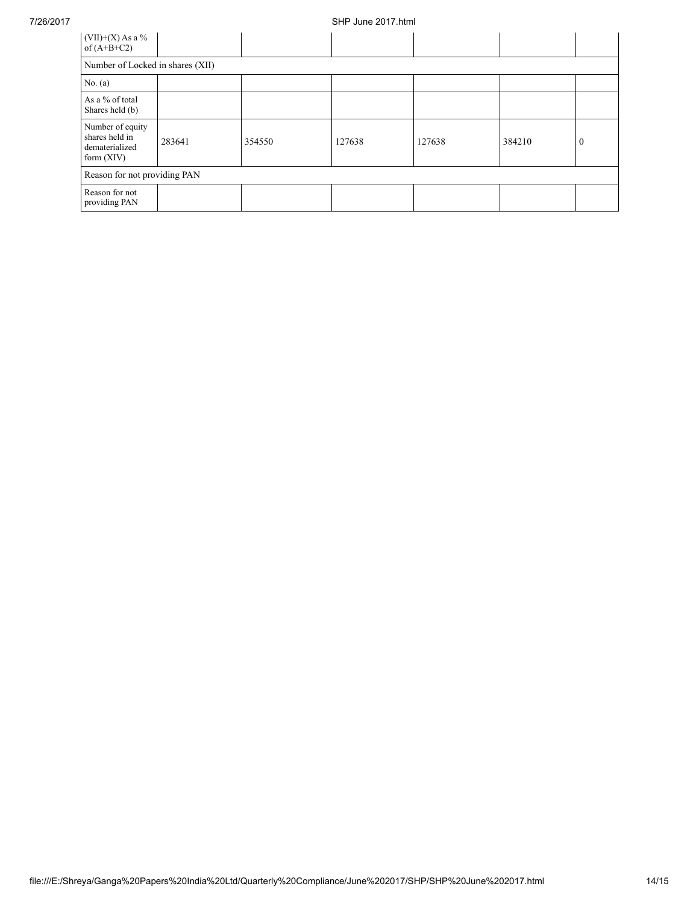| | | | | | | |
|---|---|---|---|---|---|---|
| (VII)+(X) As a % of (A+B+C2) | | | | | | |
| Number of Locked in shares (XII) | | | | | | |
| No. (a) | | | | | | |
| As a % of total Shares held (b) | | | | | | |
| Number of equity shares held in dematerialized form (XIV) | 283641 | 354550 | 127638 | 127638 | 384210 | 0 |
| Reason for not providing PAN | | | | | | |
| Reason for not providing PAN | | | | | | |